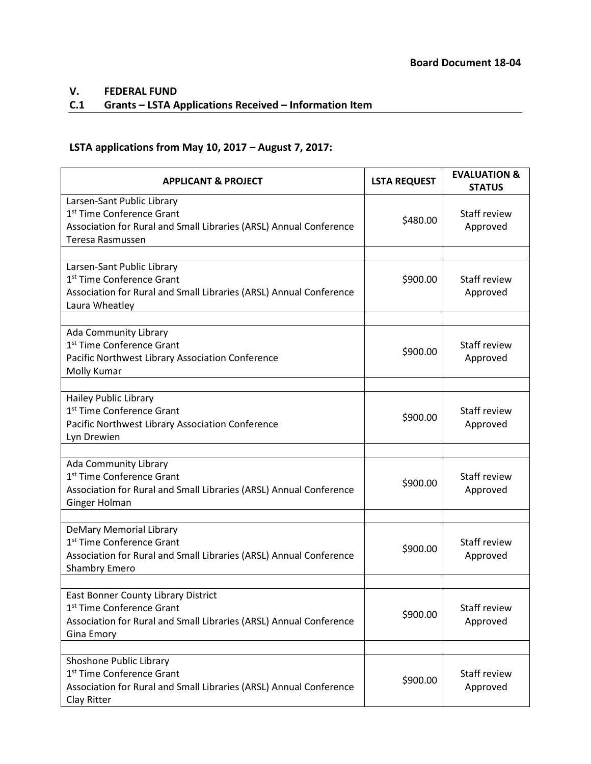**Board Document 18-04**

## V. FEDERAL FUND

### C.1 Grants – LSTA Applications Received – Information Item

**LSTA applications from May 10, 2017 – August 7, 2017:**

| APPLICANT & PROJECT | LSTA REQUEST | EVALUATION & STATUS |
|---|---|---|
| Larsen-Sant Public Library<br>1st Time Conference Grant<br>Association for Rural and Small Libraries (ARSL) Annual Conference<br>Teresa Rasmussen | \$480.00 | Staff review<br>Approved |
| | | |
| Larsen-Sant Public Library<br>1st Time Conference Grant<br>Association for Rural and Small Libraries (ARSL) Annual Conference<br>Laura Wheatley | \$900.00 | Staff review<br>Approved |
| | | |
| Ada Community Library<br>1st Time Conference Grant<br>Pacific Northwest Library Association Conference<br>Molly Kumar | \$900.00 | Staff review<br>Approved |
| | | |
| Hailey Public Library<br>1st Time Conference Grant<br>Pacific Northwest Library Association Conference<br>Lyn Drewien | \$900.00 | Staff review<br>Approved |
| | | |
| Ada Community Library<br>1st Time Conference Grant<br>Association for Rural and Small Libraries (ARSL) Annual Conference<br>Ginger Holman | \$900.00 | Staff review<br>Approved |
| | | |
| DeMary Memorial Library<br>1st Time Conference Grant<br>Association for Rural and Small Libraries (ARSL) Annual Conference<br>Shambry Emero | \$900.00 | Staff review<br>Approved |
| | | |
| East Bonner County Library District<br>1st Time Conference Grant<br>Association for Rural and Small Libraries (ARSL) Annual Conference<br>Gina Emory | \$900.00 | Staff review<br>Approved |
| | | |
| Shoshone Public Library<br>1st Time Conference Grant<br>Association for Rural and Small Libraries (ARSL) Annual Conference<br>Clay Ritter | \$900.00 | Staff review<br>Approved |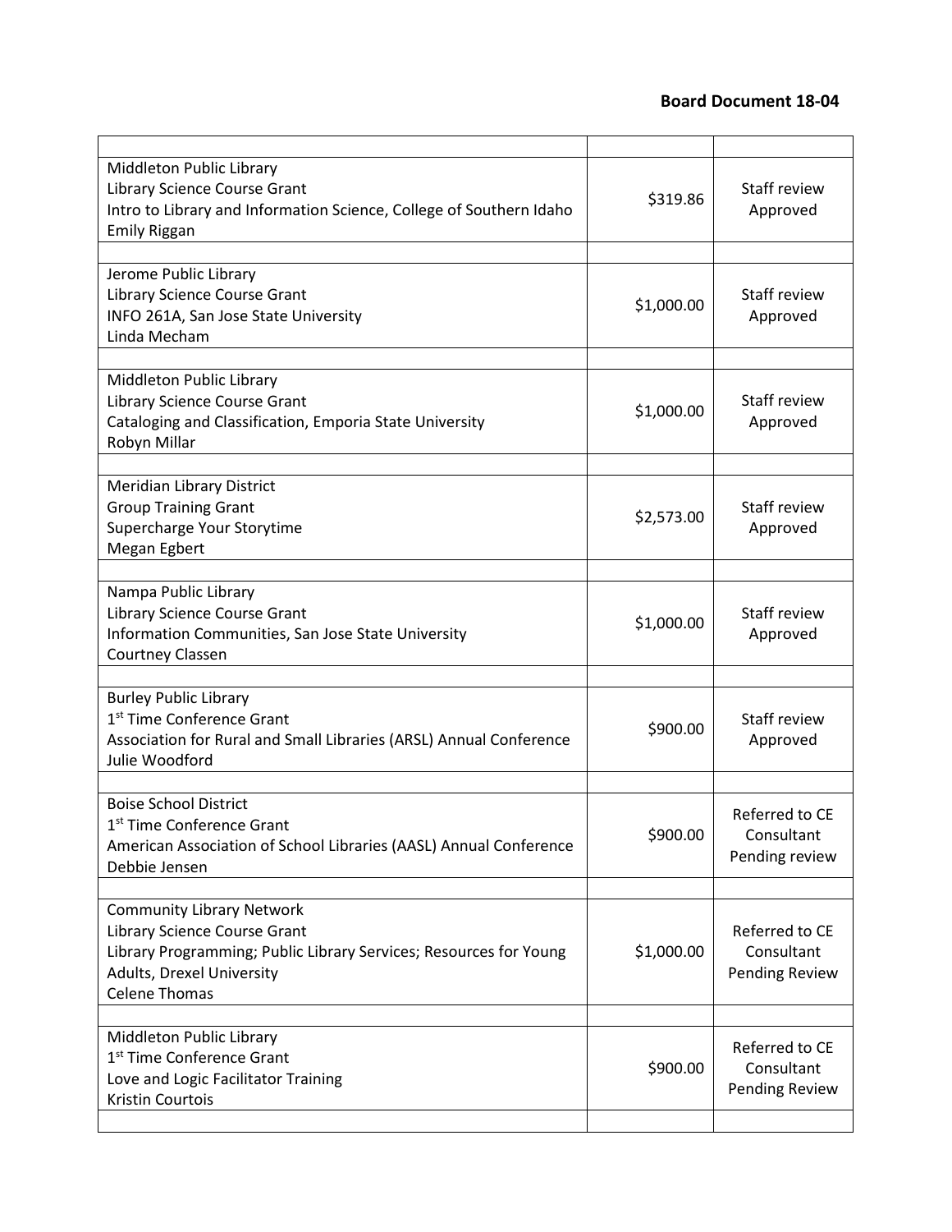**Board Document 18-04**

| | | |
|---|---|---|
| Middleton Public Library<br>Library Science Course Grant<br>Intro to Library and Information Science, College of Southern Idaho<br>Emily Riggan | $319.86 | Staff review<br>Approved |
| | | |
| Jerome Public Library<br>Library Science Course Grant<br>INFO 261A, San Jose State University<br>Linda Mecham | $1,000.00 | Staff review<br>Approved |
| | | |
| Middleton Public Library<br>Library Science Course Grant<br>Cataloging and Classification, Emporia State University<br>Robyn Millar | $1,000.00 | Staff review<br>Approved |
| | | |
| Meridian Library District<br>Group Training Grant<br>Supercharge Your Storytime<br>Megan Egbert | $2,573.00 | Staff review<br>Approved |
| | | |
| Nampa Public Library<br>Library Science Course Grant<br>Information Communities, San Jose State University<br>Courtney Classen | $1,000.00 | Staff review<br>Approved |
| | | |
| Burley Public Library<br>1st Time Conference Grant<br>Association for Rural and Small Libraries (ARSL) Annual Conference<br>Julie Woodford | $900.00 | Staff review<br>Approved |
| | | |
| Boise School District<br>1st Time Conference Grant<br>American Association of School Libraries (AASL) Annual Conference<br>Debbie Jensen | $900.00 | Referred to CE Consultant<br>Pending review |
| | | |
| Community Library Network<br>Library Science Course Grant<br>Library Programming; Public Library Services; Resources for Young Adults, Drexel University<br>Celene Thomas | $1,000.00 | Referred to CE Consultant<br>Pending Review |
| | | |
| Middleton Public Library<br>1st Time Conference Grant<br>Love and Logic Facilitator Training<br>Kristin Courtois | $900.00 | Referred to CE Consultant<br>Pending Review |
| | | |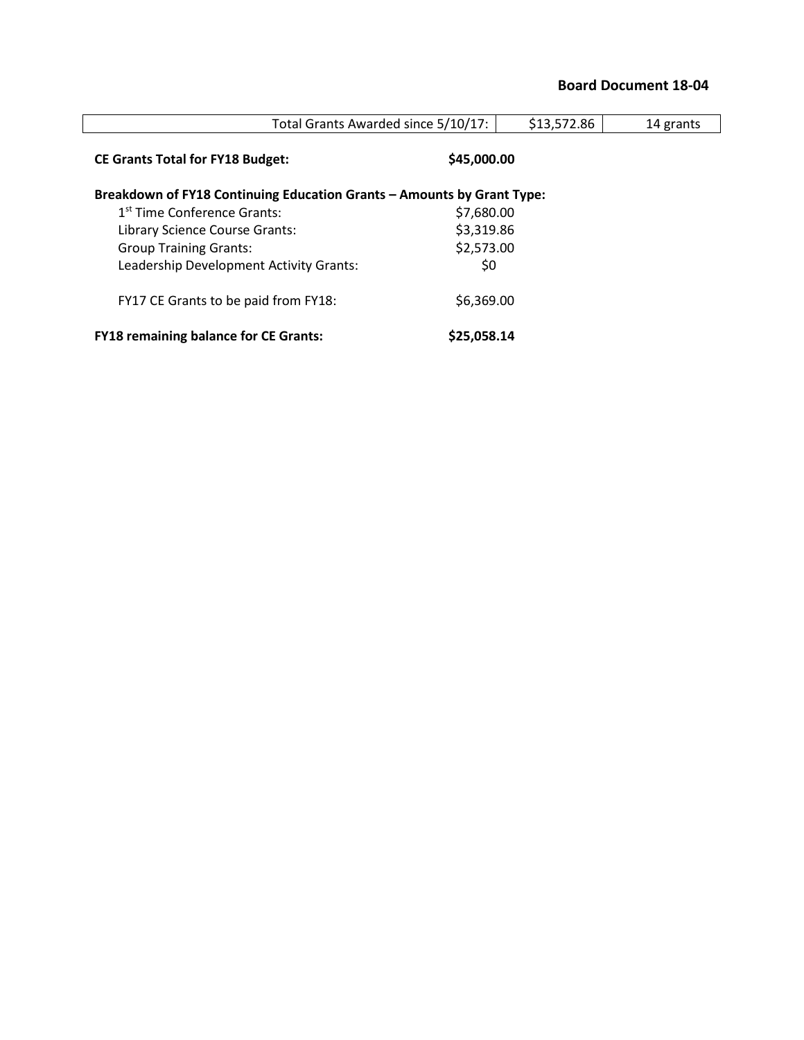**Board Document 18-04**

| | | |
|---|---|---|
| Total Grants Awarded since 5/10/17: | $13,572.86 | 14 grants |

**CE Grants Total for FY18 Budget:** **$45,000.00**

**Breakdown of FY18 Continuing Education Grants – Amounts by Grant Type:**

| | |
|---|---|
| 1st Time Conference Grants: | $7,680.00 |
| Library Science Course Grants: | $3,319.86 |
| Group Training Grants: | $2,573.00 |
| Leadership Development Activity Grants: | $0 |
| FY17 CE Grants to be paid from FY18: | $6,369.00 |

**FY18 remaining balance for CE Grants:** **$25,058.14**